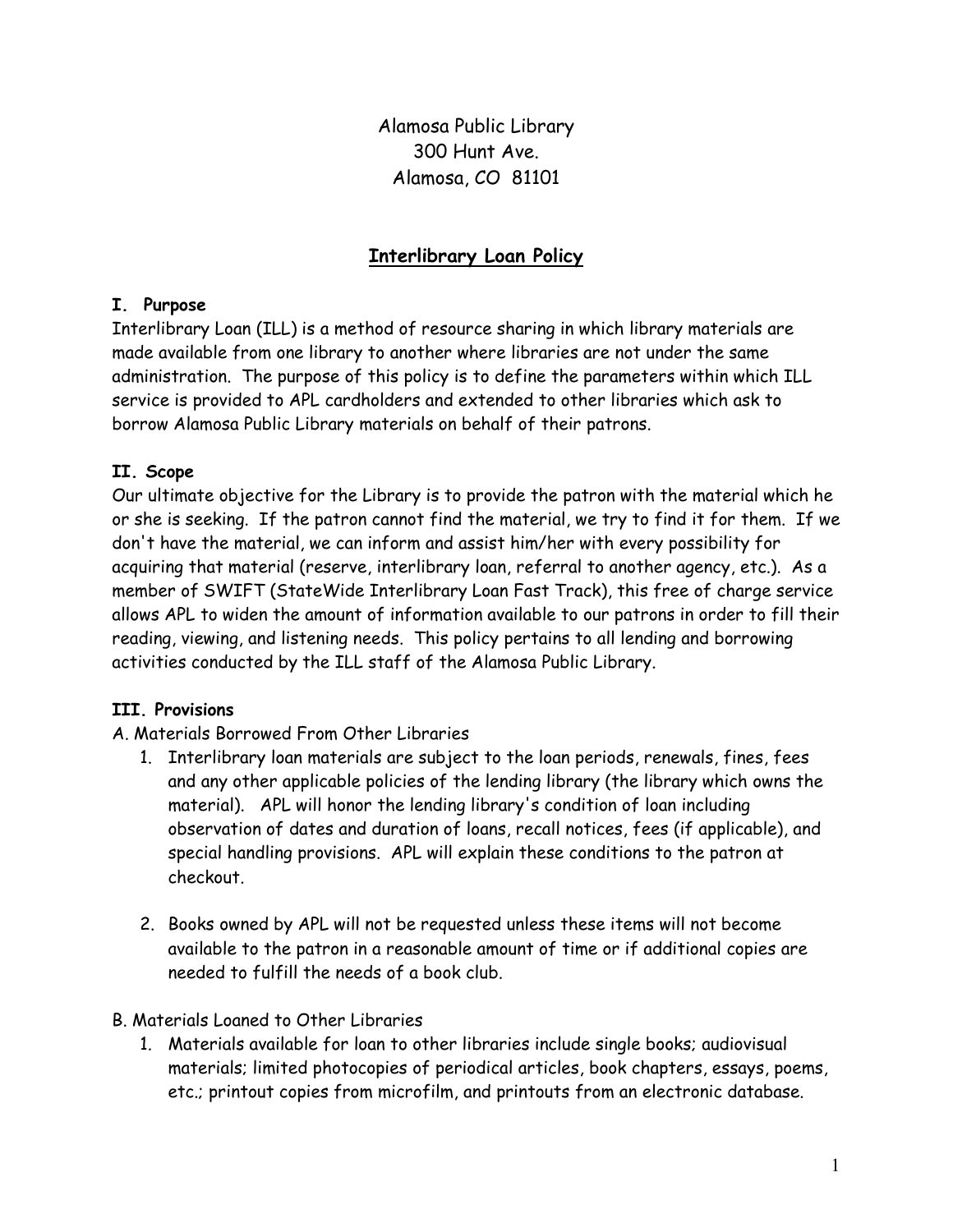Alamosa Public Library
300 Hunt Ave.
Alamosa, CO 81101

# Interlibrary Loan Policy

## I. Purpose

Interlibrary Loan (ILL) is a method of resource sharing in which library materials are made available from one library to another where libraries are not under the same administration. The purpose of this policy is to define the parameters within which ILL service is provided to APL cardholders and extended to other libraries which ask to borrow Alamosa Public Library materials on behalf of their patrons.

## II. Scope

Our ultimate objective for the Library is to provide the patron with the material which he or she is seeking. If the patron cannot find the material, we try to find it for them. If we don't have the material, we can inform and assist him/her with every possibility for acquiring that material (reserve, interlibrary loan, referral to another agency, etc.). As a member of SWIFT (StateWide Interlibrary Loan Fast Track), this free of charge service allows APL to widen the amount of information available to our patrons in order to fill their reading, viewing, and listening needs. This policy pertains to all lending and borrowing activities conducted by the ILL staff of the Alamosa Public Library.

## III. Provisions

A. Materials Borrowed From Other Libraries

1. Interlibrary loan materials are subject to the loan periods, renewals, fines, fees and any other applicable policies of the lending library (the library which owns the material). APL will honor the lending library's condition of loan including observation of dates and duration of loans, recall notices, fees (if applicable), and special handling provisions. APL will explain these conditions to the patron at checkout.

2. Books owned by APL will not be requested unless these items will not become available to the patron in a reasonable amount of time or if additional copies are needed to fulfill the needs of a book club.

B. Materials Loaned to Other Libraries

1. Materials available for loan to other libraries include single books; audiovisual materials; limited photocopies of periodical articles, book chapters, essays, poems, etc.; printout copies from microfilm, and printouts from an electronic database.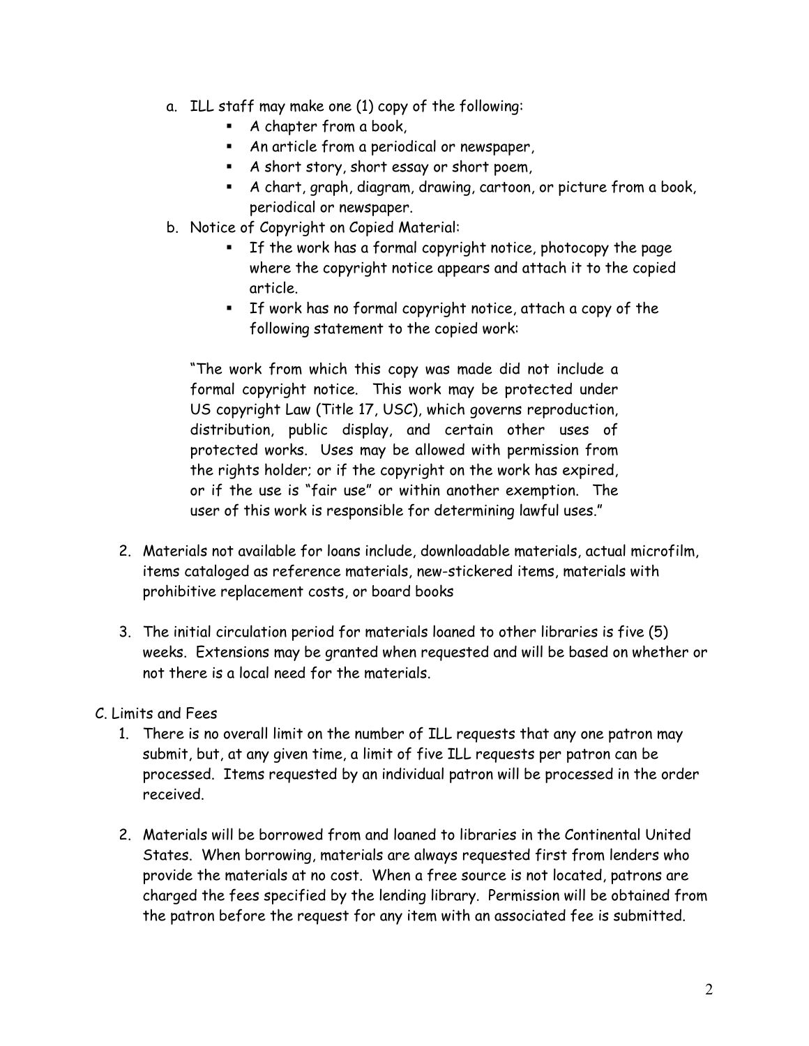a. ILL staff may make one (1) copy of the following:
   - A chapter from a book,
   - An article from a periodical or newspaper,
   - A short story, short essay or short poem,
   - A chart, graph, diagram, drawing, cartoon, or picture from a book, periodical or newspaper.

b. Notice of Copyright on Copied Material:
   - If the work has a formal copyright notice, photocopy the page where the copyright notice appears and attach it to the copied article.
   - If work has no formal copyright notice, attach a copy of the following statement to the copied work:

   "The work from which this copy was made did not include a formal copyright notice. This work may be protected under US copyright Law (Title 17, USC), which governs reproduction, distribution, public display, and certain other uses of protected works. Uses may be allowed with permission from the rights holder; or if the copyright on the work has expired, or if the use is "fair use" or within another exemption. The user of this work is responsible for determining lawful uses."

2. Materials not available for loans include, downloadable materials, actual microfilm, items cataloged as reference materials, new-stickered items, materials with prohibitive replacement costs, or board books

3. The initial circulation period for materials loaned to other libraries is five (5) weeks. Extensions may be granted when requested and will be based on whether or not there is a local need for the materials.

C. Limits and Fees

1. There is no overall limit on the number of ILL requests that any one patron may submit, but, at any given time, a limit of five ILL requests per patron can be processed. Items requested by an individual patron will be processed in the order received.

2. Materials will be borrowed from and loaned to libraries in the Continental United States. When borrowing, materials are always requested first from lenders who provide the materials at no cost. When a free source is not located, patrons are charged the fees specified by the lending library. Permission will be obtained from the patron before the request for any item with an associated fee is submitted.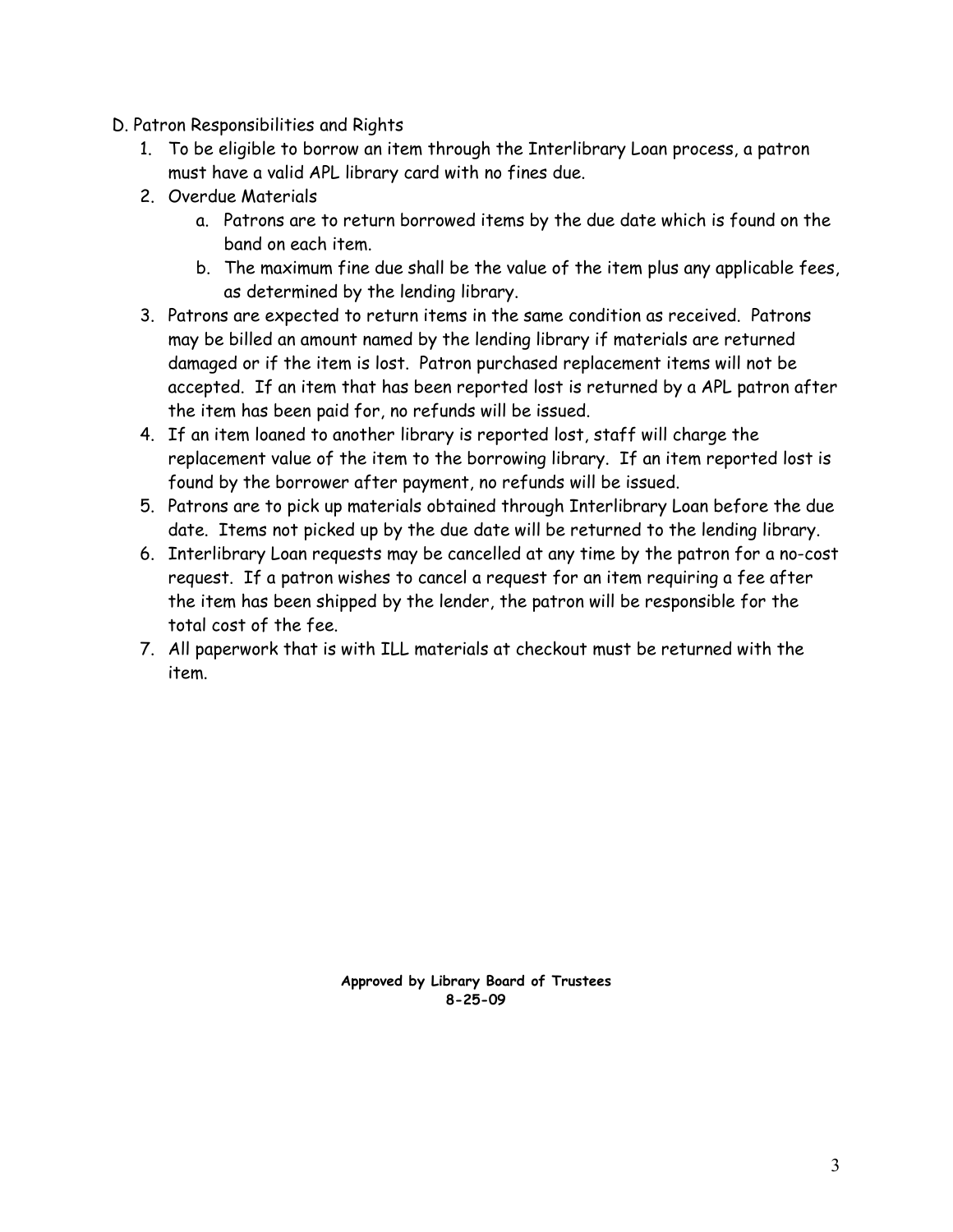D. Patron Responsibilities and Rights

1. To be eligible to borrow an item through the Interlibrary Loan process, a patron must have a valid APL library card with no fines due.
2. Overdue Materials
    a. Patrons are to return borrowed items by the due date which is found on the band on each item.
    b. The maximum fine due shall be the value of the item plus any applicable fees, as determined by the lending library.
3. Patrons are expected to return items in the same condition as received. Patrons may be billed an amount named by the lending library if materials are returned damaged or if the item is lost. Patron purchased replacement items will not be accepted. If an item that has been reported lost is returned by a APL patron after the item has been paid for, no refunds will be issued.
4. If an item loaned to another library is reported lost, staff will charge the replacement value of the item to the borrowing library. If an item reported lost is found by the borrower after payment, no refunds will be issued.
5. Patrons are to pick up materials obtained through Interlibrary Loan before the due date. Items not picked up by the due date will be returned to the lending library.
6. Interlibrary Loan requests may be cancelled at any time by the patron for a no-cost request. If a patron wishes to cancel a request for an item requiring a fee after the item has been shipped by the lender, the patron will be responsible for the total cost of the fee.
7. All paperwork that is with ILL materials at checkout must be returned with the item.

**Approved by Library Board of Trustees**
**8-25-09**